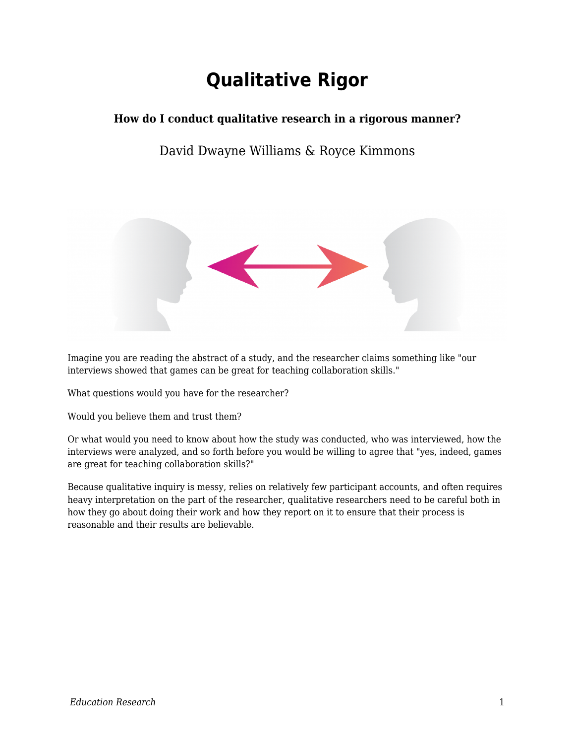# Qualitative Rigor

**How do I conduct qualitative research in a rigorous manner?**

David Dwayne Williams & Royce Kimmons

Imagine you are reading the abstract of a study, and the researcher claims something like "our interviews showed that games can be great for teaching collaboration skills."

What questions would you have for the researcher?

Would you believe them and trust them?

Or what would you need to know about how the study was conducted, who was interviewed, how the interviews were analyzed, and so forth before you would be willing to agree that "yes, indeed, games are great for teaching collaboration skills?"

Because qualitative inquiry is messy, relies on relatively few participant accounts, and often requires heavy interpretation on the part of the researcher, qualitative researchers need to be careful both in how they go about doing their work and how they report on it to ensure that their process is reasonable and their results are believable.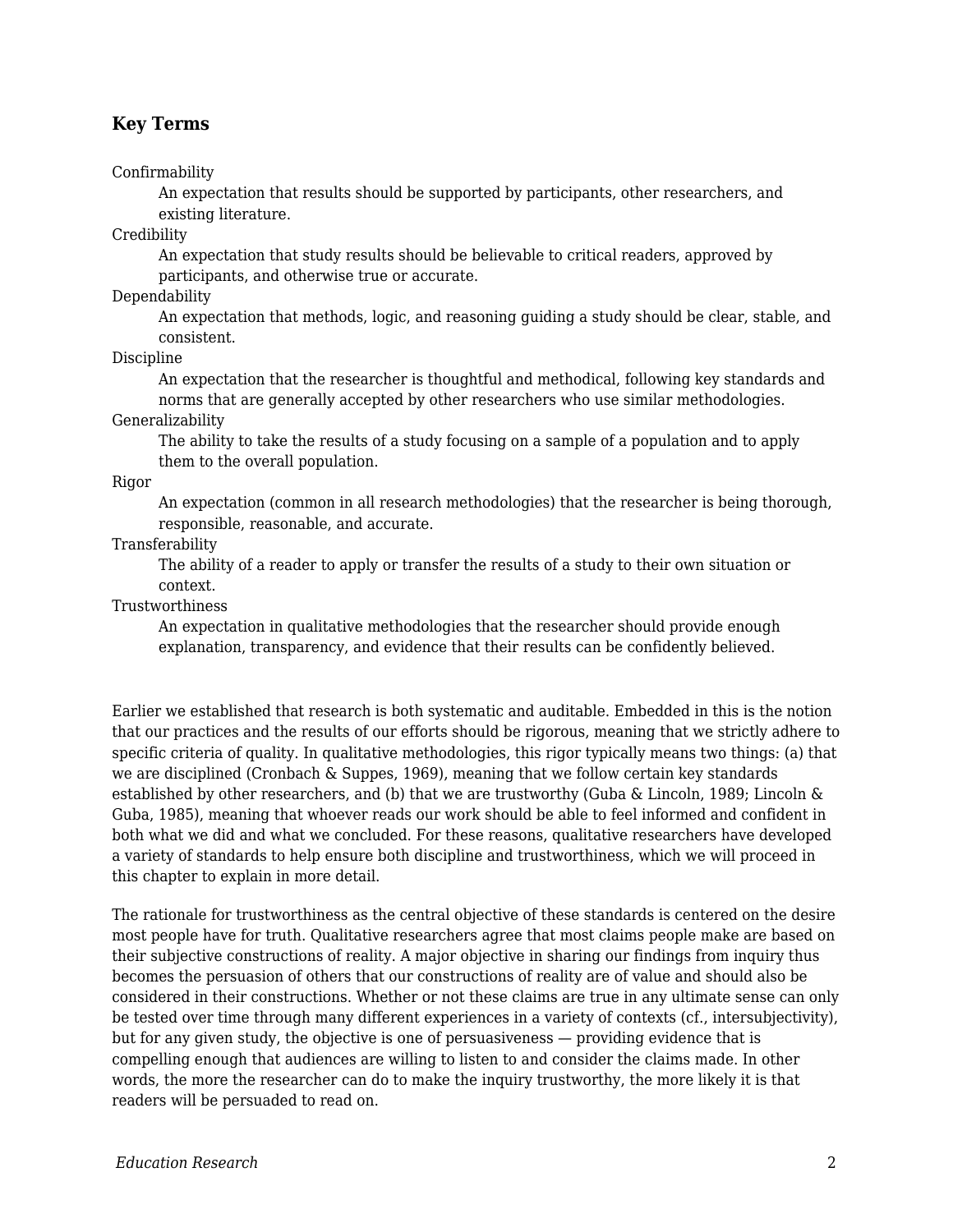### Key Terms

Confirmability
: An expectation that results should be supported by participants, other researchers, and existing literature.

Credibility
: An expectation that study results should be believable to critical readers, approved by participants, and otherwise true or accurate.

Dependability
: An expectation that methods, logic, and reasoning guiding a study should be clear, stable, and consistent.

Discipline
: An expectation that the researcher is thoughtful and methodical, following key standards and norms that are generally accepted by other researchers who use similar methodologies.

Generalizability
: The ability to take the results of a study focusing on a sample of a population and to apply them to the overall population.

Rigor
: An expectation (common in all research methodologies) that the researcher is being thorough, responsible, reasonable, and accurate.

Transferability
: The ability of a reader to apply or transfer the results of a study to their own situation or context.

Trustworthiness
: An expectation in qualitative methodologies that the researcher should provide enough explanation, transparency, and evidence that their results can be confidently believed.

Earlier we established that research is both systematic and auditable. Embedded in this is the notion that our practices and the results of our efforts should be rigorous, meaning that we strictly adhere to specific criteria of quality. In qualitative methodologies, this rigor typically means two things: (a) that we are disciplined (Cronbach & Suppes, 1969), meaning that we follow certain key standards established by other researchers, and (b) that we are trustworthy (Guba & Lincoln, 1989; Lincoln & Guba, 1985), meaning that whoever reads our work should be able to feel informed and confident in both what we did and what we concluded. For these reasons, qualitative researchers have developed a variety of standards to help ensure both discipline and trustworthiness, which we will proceed in this chapter to explain in more detail.

The rationale for trustworthiness as the central objective of these standards is centered on the desire most people have for truth. Qualitative researchers agree that most claims people make are based on their subjective constructions of reality. A major objective in sharing our findings from inquiry thus becomes the persuasion of others that our constructions of reality are of value and should also be considered in their constructions. Whether or not these claims are true in any ultimate sense can only be tested over time through many different experiences in a variety of contexts (cf., intersubjectivity), but for any given study, the objective is one of persuasiveness — providing evidence that is compelling enough that audiences are willing to listen to and consider the claims made. In other words, the more the researcher can do to make the inquiry trustworthy, the more likely it is that readers will be persuaded to read on.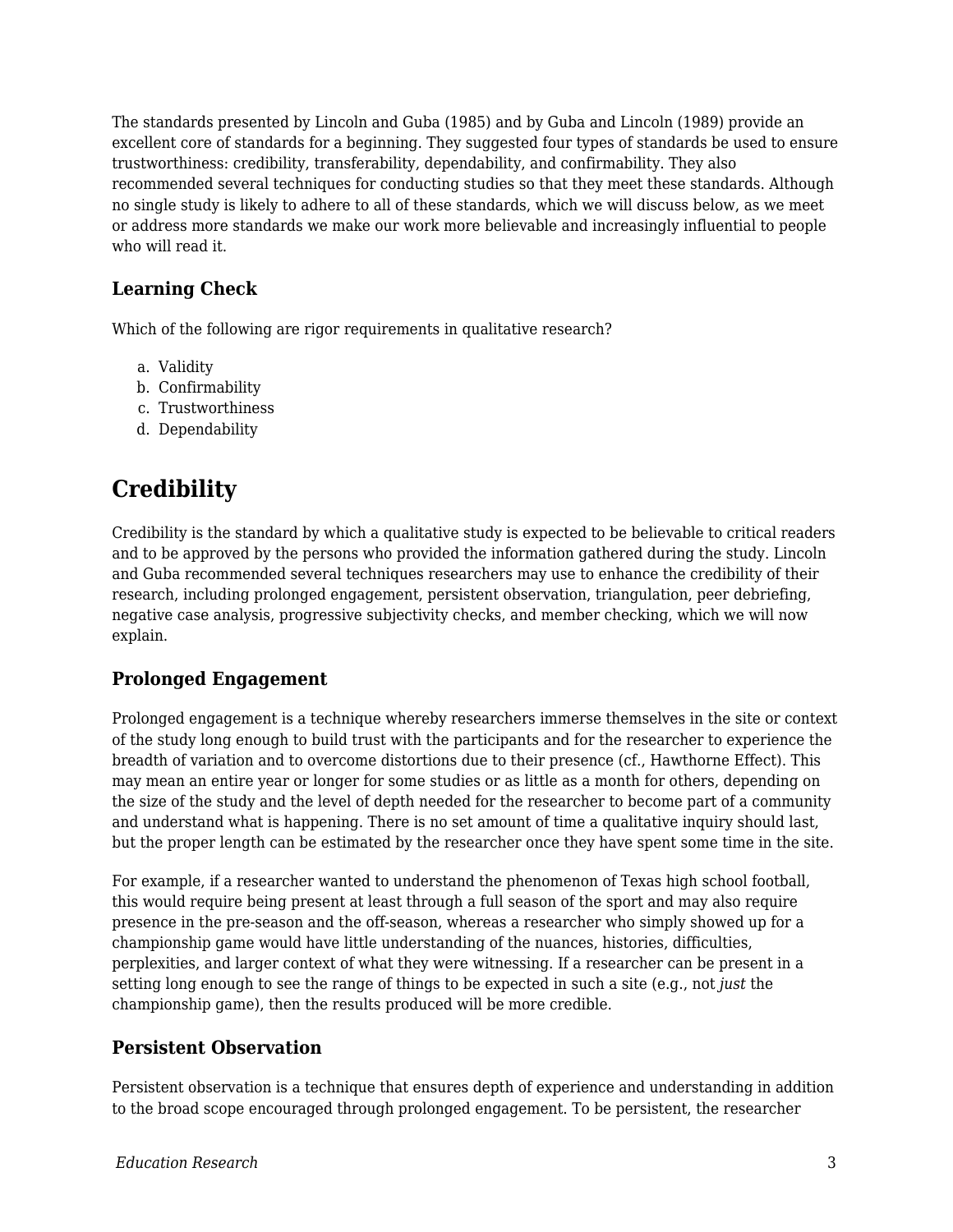The standards presented by Lincoln and Guba (1985) and by Guba and Lincoln (1989) provide an excellent core of standards for a beginning. They suggested four types of standards be used to ensure trustworthiness: credibility, transferability, dependability, and confirmability. They also recommended several techniques for conducting studies so that they meet these standards. Although no single study is likely to adhere to all of these standards, which we will discuss below, as we meet or address more standards we make our work more believable and increasingly influential to people who will read it.

### Learning Check

Which of the following are rigor requirements in qualitative research?

a. Validity
b. Confirmability
c. Trustworthiness
d. Dependability

## Credibility

Credibility is the standard by which a qualitative study is expected to be believable to critical readers and to be approved by the persons who provided the information gathered during the study. Lincoln and Guba recommended several techniques researchers may use to enhance the credibility of their research, including prolonged engagement, persistent observation, triangulation, peer debriefing, negative case analysis, progressive subjectivity checks, and member checking, which we will now explain.

### Prolonged Engagement

Prolonged engagement is a technique whereby researchers immerse themselves in the site or context of the study long enough to build trust with the participants and for the researcher to experience the breadth of variation and to overcome distortions due to their presence (cf., Hawthorne Effect). This may mean an entire year or longer for some studies or as little as a month for others, depending on the size of the study and the level of depth needed for the researcher to become part of a community and understand what is happening. There is no set amount of time a qualitative inquiry should last, but the proper length can be estimated by the researcher once they have spent some time in the site.

For example, if a researcher wanted to understand the phenomenon of Texas high school football, this would require being present at least through a full season of the sport and may also require presence in the pre-season and the off-season, whereas a researcher who simply showed up for a championship game would have little understanding of the nuances, histories, difficulties, perplexities, and larger context of what they were witnessing. If a researcher can be present in a setting long enough to see the range of things to be expected in such a site (e.g., not *just* the championship game), then the results produced will be more credible.

### Persistent Observation

Persistent observation is a technique that ensures depth of experience and understanding in addition to the broad scope encouraged through prolonged engagement. To be persistent, the researcher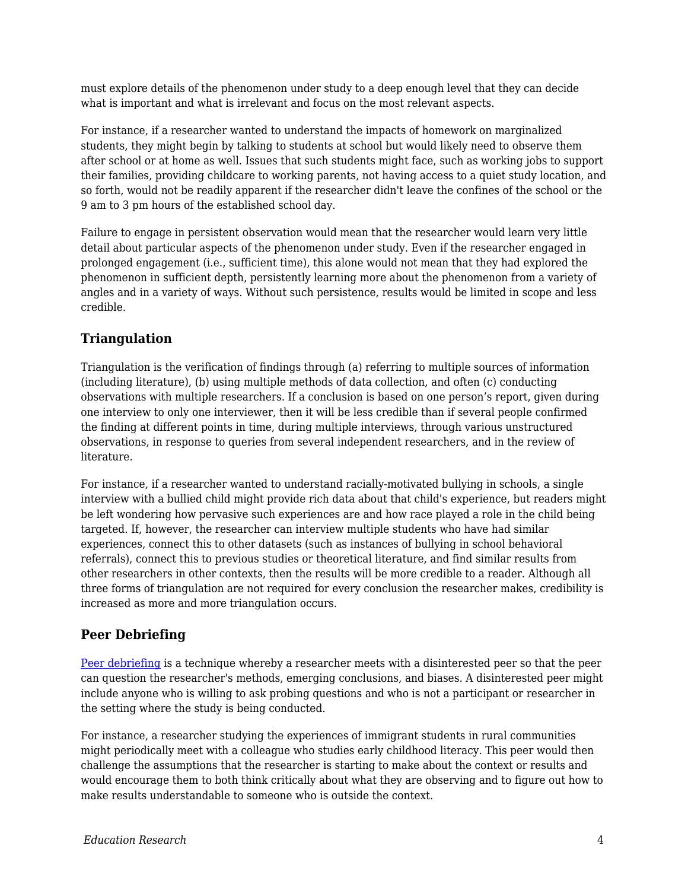must explore details of the phenomenon under study to a deep enough level that they can decide what is important and what is irrelevant and focus on the most relevant aspects.

For instance, if a researcher wanted to understand the impacts of homework on marginalized students, they might begin by talking to students at school but would likely need to observe them after school or at home as well. Issues that such students might face, such as working jobs to support their families, providing childcare to working parents, not having access to a quiet study location, and so forth, would not be readily apparent if the researcher didn't leave the confines of the school or the 9 am to 3 pm hours of the established school day.

Failure to engage in persistent observation would mean that the researcher would learn very little detail about particular aspects of the phenomenon under study. Even if the researcher engaged in prolonged engagement (i.e., sufficient time), this alone would not mean that they had explored the phenomenon in sufficient depth, persistently learning more about the phenomenon from a variety of angles and in a variety of ways. Without such persistence, results would be limited in scope and less credible.

### Triangulation

Triangulation is the verification of findings through (a) referring to multiple sources of information (including literature), (b) using multiple methods of data collection, and often (c) conducting observations with multiple researchers. If a conclusion is based on one person's report, given during one interview to only one interviewer, then it will be less credible than if several people confirmed the finding at different points in time, during multiple interviews, through various unstructured observations, in response to queries from several independent researchers, and in the review of literature.

For instance, if a researcher wanted to understand racially-motivated bullying in schools, a single interview with a bullied child might provide rich data about that child's experience, but readers might be left wondering how pervasive such experiences are and how race played a role in the child being targeted. If, however, the researcher can interview multiple students who have had similar experiences, connect this to other datasets (such as instances of bullying in school behavioral referrals), connect this to previous studies or theoretical literature, and find similar results from other researchers in other contexts, then the results will be more credible to a reader. Although all three forms of triangulation are not required for every conclusion the researcher makes, credibility is increased as more and more triangulation occurs.

### Peer Debriefing

Peer debriefing is a technique whereby a researcher meets with a disinterested peer so that the peer can question the researcher's methods, emerging conclusions, and biases. A disinterested peer might include anyone who is willing to ask probing questions and who is not a participant or researcher in the setting where the study is being conducted.

For instance, a researcher studying the experiences of immigrant students in rural communities might periodically meet with a colleague who studies early childhood literacy. This peer would then challenge the assumptions that the researcher is starting to make about the context or results and would encourage them to both think critically about what they are observing and to figure out how to make results understandable to someone who is outside the context.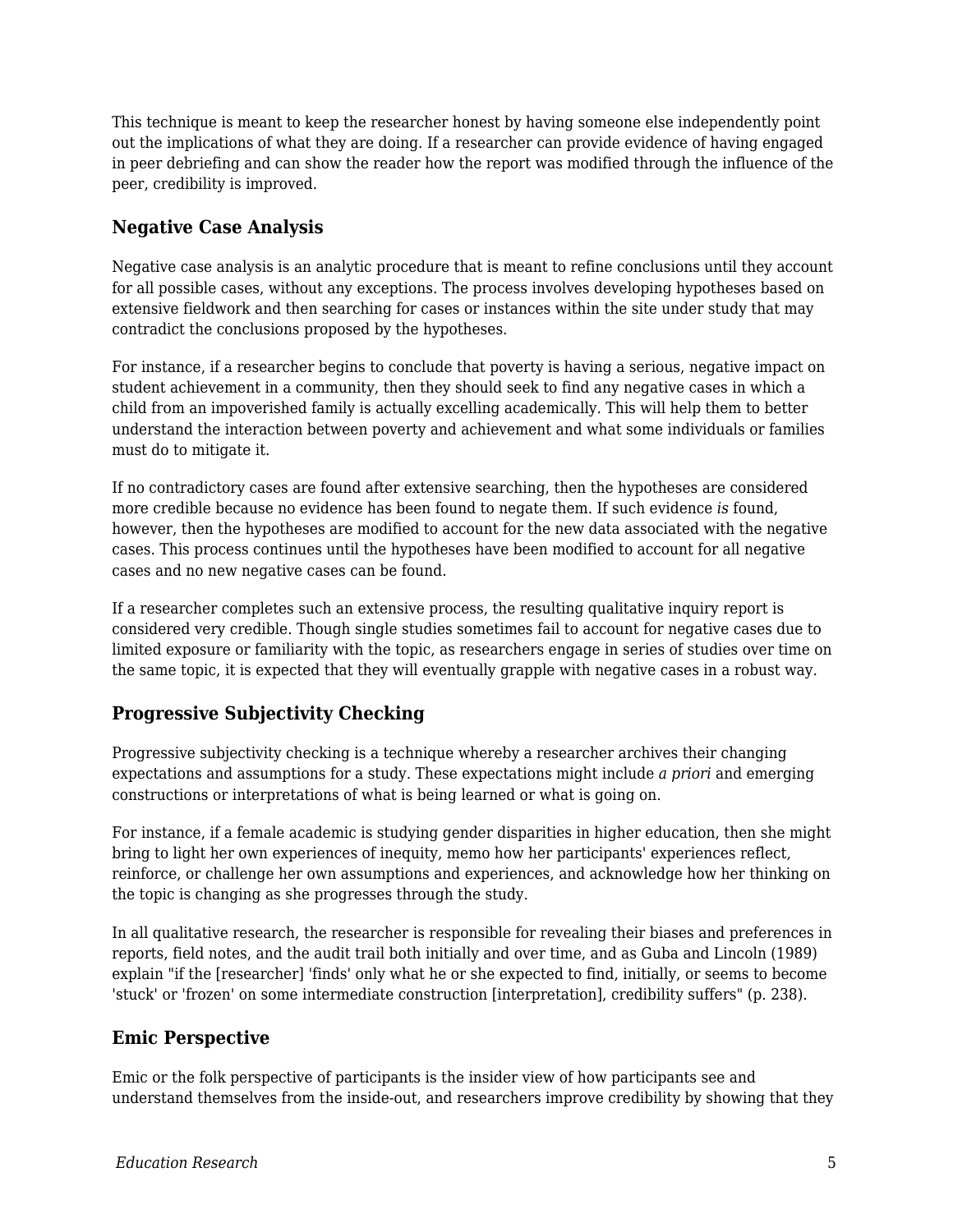This technique is meant to keep the researcher honest by having someone else independently point out the implications of what they are doing. If a researcher can provide evidence of having engaged in peer debriefing and can show the reader how the report was modified through the influence of the peer, credibility is improved.

### Negative Case Analysis

Negative case analysis is an analytic procedure that is meant to refine conclusions until they account for all possible cases, without any exceptions. The process involves developing hypotheses based on extensive fieldwork and then searching for cases or instances within the site under study that may contradict the conclusions proposed by the hypotheses.

For instance, if a researcher begins to conclude that poverty is having a serious, negative impact on student achievement in a community, then they should seek to find any negative cases in which a child from an impoverished family is actually excelling academically. This will help them to better understand the interaction between poverty and achievement and what some individuals or families must do to mitigate it.

If no contradictory cases are found after extensive searching, then the hypotheses are considered more credible because no evidence has been found to negate them. If such evidence *is* found, however, then the hypotheses are modified to account for the new data associated with the negative cases. This process continues until the hypotheses have been modified to account for all negative cases and no new negative cases can be found.

If a researcher completes such an extensive process, the resulting qualitative inquiry report is considered very credible. Though single studies sometimes fail to account for negative cases due to limited exposure or familiarity with the topic, as researchers engage in series of studies over time on the same topic, it is expected that they will eventually grapple with negative cases in a robust way.

### Progressive Subjectivity Checking

Progressive subjectivity checking is a technique whereby a researcher archives their changing expectations and assumptions for a study. These expectations might include *a priori* and emerging constructions or interpretations of what is being learned or what is going on.

For instance, if a female academic is studying gender disparities in higher education, then she might bring to light her own experiences of inequity, memo how her participants' experiences reflect, reinforce, or challenge her own assumptions and experiences, and acknowledge how her thinking on the topic is changing as she progresses through the study.

In all qualitative research, the researcher is responsible for revealing their biases and preferences in reports, field notes, and the audit trail both initially and over time, and as Guba and Lincoln (1989) explain "if the [researcher] 'finds' only what he or she expected to find, initially, or seems to become 'stuck' or 'frozen' on some intermediate construction [interpretation], credibility suffers" (p. 238).

### Emic Perspective

Emic or the folk perspective of participants is the insider view of how participants see and understand themselves from the inside-out, and researchers improve credibility by showing that they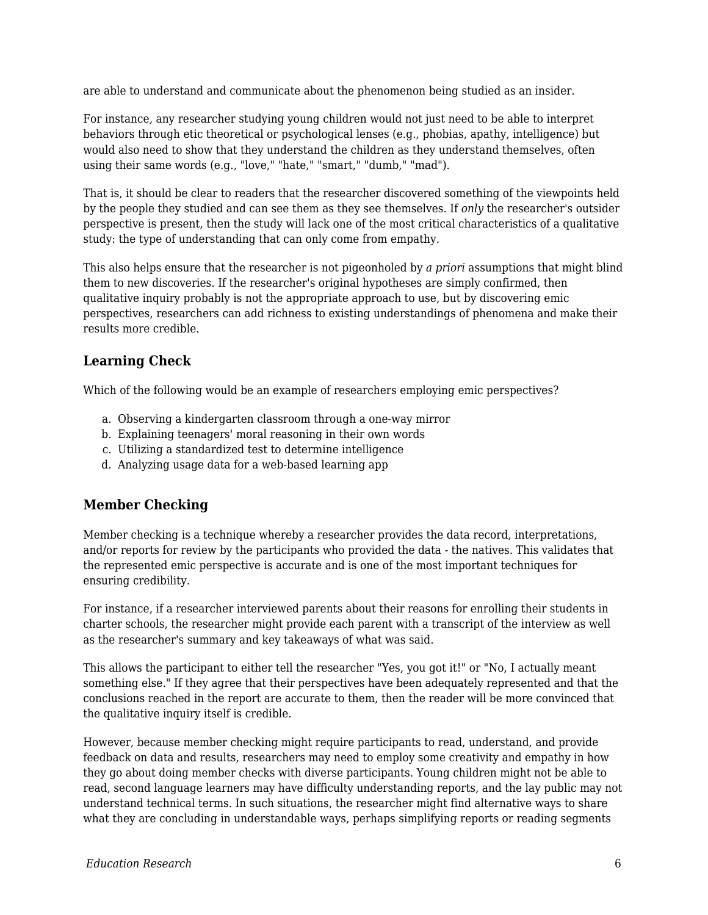are able to understand and communicate about the phenomenon being studied as an insider.

For instance, any researcher studying young children would not just need to be able to interpret behaviors through etic theoretical or psychological lenses (e.g., phobias, apathy, intelligence) but would also need to show that they understand the children as they understand themselves, often using their same words (e.g., "love," "hate," "smart," "dumb," "mad").

That is, it should be clear to readers that the researcher discovered something of the viewpoints held by the people they studied and can see them as they see themselves. If *only* the researcher's outsider perspective is present, then the study will lack one of the most critical characteristics of a qualitative study: the type of understanding that can only come from empathy.

This also helps ensure that the researcher is not pigeonholed by *a priori* assumptions that might blind them to new discoveries. If the researcher's original hypotheses are simply confirmed, then qualitative inquiry probably is not the appropriate approach to use, but by discovering emic perspectives, researchers can add richness to existing understandings of phenomena and make their results more credible.

### Learning Check

Which of the following would be an example of researchers employing emic perspectives?

a. Observing a kindergarten classroom through a one-way mirror
b. Explaining teenagers' moral reasoning in their own words
c. Utilizing a standardized test to determine intelligence
d. Analyzing usage data for a web-based learning app

### Member Checking

Member checking is a technique whereby a researcher provides the data record, interpretations, and/or reports for review by the participants who provided the data - the natives. This validates that the represented emic perspective is accurate and is one of the most important techniques for ensuring credibility.

For instance, if a researcher interviewed parents about their reasons for enrolling their students in charter schools, the researcher might provide each parent with a transcript of the interview as well as the researcher's summary and key takeaways of what was said.

This allows the participant to either tell the researcher "Yes, you got it!" or "No, I actually meant something else." If they agree that their perspectives have been adequately represented and that the conclusions reached in the report are accurate to them, then the reader will be more convinced that the qualitative inquiry itself is credible.

However, because member checking might require participants to read, understand, and provide feedback on data and results, researchers may need to employ some creativity and empathy in how they go about doing member checks with diverse participants. Young children might not be able to read, second language learners may have difficulty understanding reports, and the lay public may not understand technical terms. In such situations, the researcher might find alternative ways to share what they are concluding in understandable ways, perhaps simplifying reports or reading segments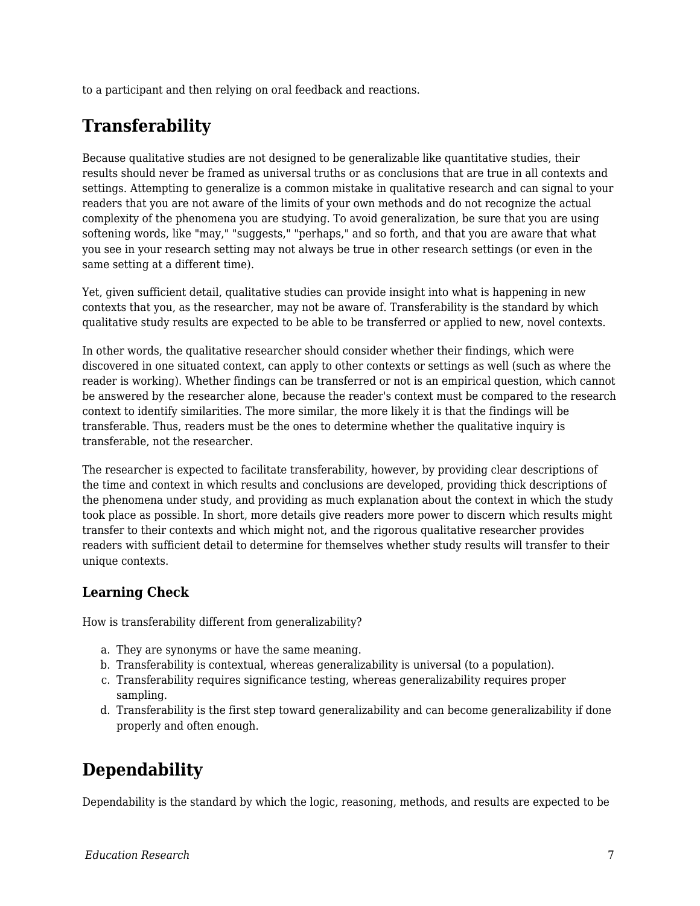to a participant and then relying on oral feedback and reactions.

## Transferability

Because qualitative studies are not designed to be generalizable like quantitative studies, their results should never be framed as universal truths or as conclusions that are true in all contexts and settings. Attempting to generalize is a common mistake in qualitative research and can signal to your readers that you are not aware of the limits of your own methods and do not recognize the actual complexity of the phenomena you are studying. To avoid generalization, be sure that you are using softening words, like "may," "suggests," "perhaps," and so forth, and that you are aware that what you see in your research setting may not always be true in other research settings (or even in the same setting at a different time).

Yet, given sufficient detail, qualitative studies can provide insight into what is happening in new contexts that you, as the researcher, may not be aware of. Transferability is the standard by which qualitative study results are expected to be able to be transferred or applied to new, novel contexts.

In other words, the qualitative researcher should consider whether their findings, which were discovered in one situated context, can apply to other contexts or settings as well (such as where the reader is working). Whether findings can be transferred or not is an empirical question, which cannot be answered by the researcher alone, because the reader's context must be compared to the research context to identify similarities. The more similar, the more likely it is that the findings will be transferable. Thus, readers must be the ones to determine whether the qualitative inquiry is transferable, not the researcher.

The researcher is expected to facilitate transferability, however, by providing clear descriptions of the time and context in which results and conclusions are developed, providing thick descriptions of the phenomena under study, and providing as much explanation about the context in which the study took place as possible. In short, more details give readers more power to discern which results might transfer to their contexts and which might not, and the rigorous qualitative researcher provides readers with sufficient detail to determine for themselves whether study results will transfer to their unique contexts.

### Learning Check

How is transferability different from generalizability?

a. They are synonyms or have the same meaning.
b. Transferability is contextual, whereas generalizability is universal (to a population).
c. Transferability requires significance testing, whereas generalizability requires proper sampling.
d. Transferability is the first step toward generalizability and can become generalizability if done properly and often enough.

## Dependability

Dependability is the standard by which the logic, reasoning, methods, and results are expected to be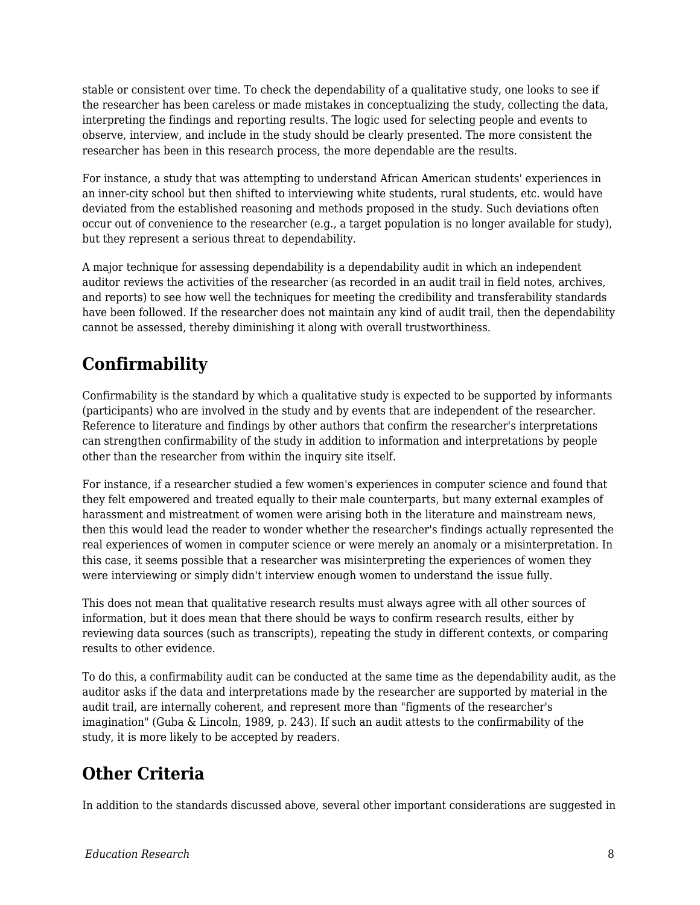stable or consistent over time. To check the dependability of a qualitative study, one looks to see if the researcher has been careless or made mistakes in conceptualizing the study, collecting the data, interpreting the findings and reporting results. The logic used for selecting people and events to observe, interview, and include in the study should be clearly presented. The more consistent the researcher has been in this research process, the more dependable are the results.

For instance, a study that was attempting to understand African American students' experiences in an inner-city school but then shifted to interviewing white students, rural students, etc. would have deviated from the established reasoning and methods proposed in the study. Such deviations often occur out of convenience to the researcher (e.g., a target population is no longer available for study), but they represent a serious threat to dependability.

A major technique for assessing dependability is a dependability audit in which an independent auditor reviews the activities of the researcher (as recorded in an audit trail in field notes, archives, and reports) to see how well the techniques for meeting the credibility and transferability standards have been followed. If the researcher does not maintain any kind of audit trail, then the dependability cannot be assessed, thereby diminishing it along with overall trustworthiness.

## Confirmability

Confirmability is the standard by which a qualitative study is expected to be supported by informants (participants) who are involved in the study and by events that are independent of the researcher. Reference to literature and findings by other authors that confirm the researcher's interpretations can strengthen confirmability of the study in addition to information and interpretations by people other than the researcher from within the inquiry site itself.

For instance, if a researcher studied a few women's experiences in computer science and found that they felt empowered and treated equally to their male counterparts, but many external examples of harassment and mistreatment of women were arising both in the literature and mainstream news, then this would lead the reader to wonder whether the researcher's findings actually represented the real experiences of women in computer science or were merely an anomaly or a misinterpretation. In this case, it seems possible that a researcher was misinterpreting the experiences of women they were interviewing or simply didn't interview enough women to understand the issue fully.

This does not mean that qualitative research results must always agree with all other sources of information, but it does mean that there should be ways to confirm research results, either by reviewing data sources (such as transcripts), repeating the study in different contexts, or comparing results to other evidence.

To do this, a confirmability audit can be conducted at the same time as the dependability audit, as the auditor asks if the data and interpretations made by the researcher are supported by material in the audit trail, are internally coherent, and represent more than "figments of the researcher's imagination" (Guba & Lincoln, 1989, p. 243). If such an audit attests to the confirmability of the study, it is more likely to be accepted by readers.

## Other Criteria

In addition to the standards discussed above, several other important considerations are suggested in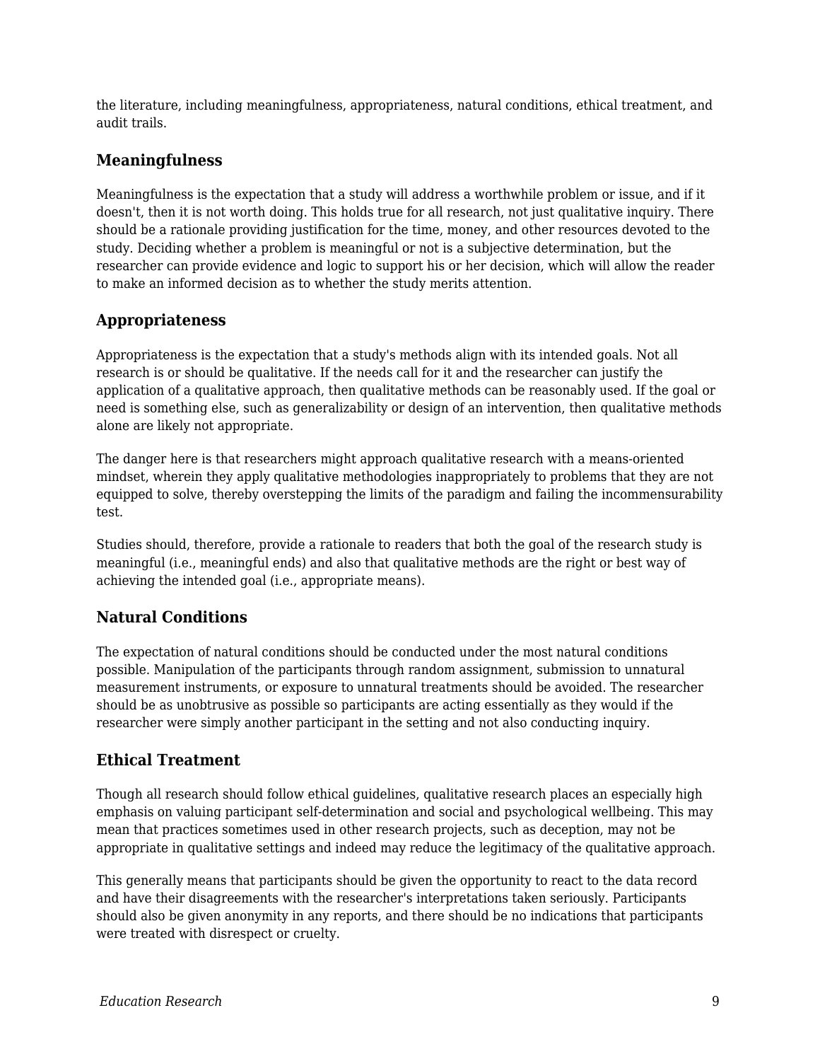the literature, including meaningfulness, appropriateness, natural conditions, ethical treatment, and audit trails.

### Meaningfulness

Meaningfulness is the expectation that a study will address a worthwhile problem or issue, and if it doesn't, then it is not worth doing. This holds true for all research, not just qualitative inquiry. There should be a rationale providing justification for the time, money, and other resources devoted to the study. Deciding whether a problem is meaningful or not is a subjective determination, but the researcher can provide evidence and logic to support his or her decision, which will allow the reader to make an informed decision as to whether the study merits attention.

### Appropriateness

Appropriateness is the expectation that a study's methods align with its intended goals. Not all research is or should be qualitative. If the needs call for it and the researcher can justify the application of a qualitative approach, then qualitative methods can be reasonably used. If the goal or need is something else, such as generalizability or design of an intervention, then qualitative methods alone are likely not appropriate.

The danger here is that researchers might approach qualitative research with a means-oriented mindset, wherein they apply qualitative methodologies inappropriately to problems that they are not equipped to solve, thereby overstepping the limits of the paradigm and failing the incommensurability test.

Studies should, therefore, provide a rationale to readers that both the goal of the research study is meaningful (i.e., meaningful ends) and also that qualitative methods are the right or best way of achieving the intended goal (i.e., appropriate means).

### Natural Conditions

The expectation of natural conditions should be conducted under the most natural conditions possible. Manipulation of the participants through random assignment, submission to unnatural measurement instruments, or exposure to unnatural treatments should be avoided. The researcher should be as unobtrusive as possible so participants are acting essentially as they would if the researcher were simply another participant in the setting and not also conducting inquiry.

### Ethical Treatment

Though all research should follow ethical guidelines, qualitative research places an especially high emphasis on valuing participant self-determination and social and psychological wellbeing. This may mean that practices sometimes used in other research projects, such as deception, may not be appropriate in qualitative settings and indeed may reduce the legitimacy of the qualitative approach.

This generally means that participants should be given the opportunity to react to the data record and have their disagreements with the researcher's interpretations taken seriously. Participants should also be given anonymity in any reports, and there should be no indications that participants were treated with disrespect or cruelty.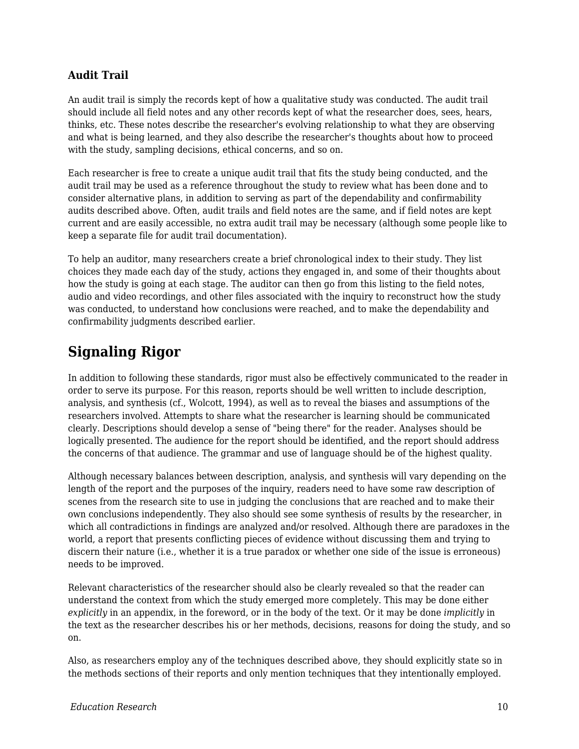### Audit Trail

An audit trail is simply the records kept of how a qualitative study was conducted. The audit trail should include all field notes and any other records kept of what the researcher does, sees, hears, thinks, etc. These notes describe the researcher's evolving relationship to what they are observing and what is being learned, and they also describe the researcher's thoughts about how to proceed with the study, sampling decisions, ethical concerns, and so on.

Each researcher is free to create a unique audit trail that fits the study being conducted, and the audit trail may be used as a reference throughout the study to review what has been done and to consider alternative plans, in addition to serving as part of the dependability and confirmability audits described above. Often, audit trails and field notes are the same, and if field notes are kept current and are easily accessible, no extra audit trail may be necessary (although some people like to keep a separate file for audit trail documentation).

To help an auditor, many researchers create a brief chronological index to their study. They list choices they made each day of the study, actions they engaged in, and some of their thoughts about how the study is going at each stage. The auditor can then go from this listing to the field notes, audio and video recordings, and other files associated with the inquiry to reconstruct how the study was conducted, to understand how conclusions were reached, and to make the dependability and confirmability judgments described earlier.

## Signaling Rigor

In addition to following these standards, rigor must also be effectively communicated to the reader in order to serve its purpose. For this reason, reports should be well written to include description, analysis, and synthesis (cf., Wolcott, 1994), as well as to reveal the biases and assumptions of the researchers involved. Attempts to share what the researcher is learning should be communicated clearly. Descriptions should develop a sense of "being there" for the reader. Analyses should be logically presented. The audience for the report should be identified, and the report should address the concerns of that audience. The grammar and use of language should be of the highest quality.

Although necessary balances between description, analysis, and synthesis will vary depending on the length of the report and the purposes of the inquiry, readers need to have some raw description of scenes from the research site to use in judging the conclusions that are reached and to make their own conclusions independently. They also should see some synthesis of results by the researcher, in which all contradictions in findings are analyzed and/or resolved. Although there are paradoxes in the world, a report that presents conflicting pieces of evidence without discussing them and trying to discern their nature (i.e., whether it is a true paradox or whether one side of the issue is erroneous) needs to be improved.

Relevant characteristics of the researcher should also be clearly revealed so that the reader can understand the context from which the study emerged more completely. This may be done either *explicitly* in an appendix, in the foreword, or in the body of the text. Or it may be done *implicitly* in the text as the researcher describes his or her methods, decisions, reasons for doing the study, and so on.

Also, as researchers employ any of the techniques described above, they should explicitly state so in the methods sections of their reports and only mention techniques that they intentionally employed.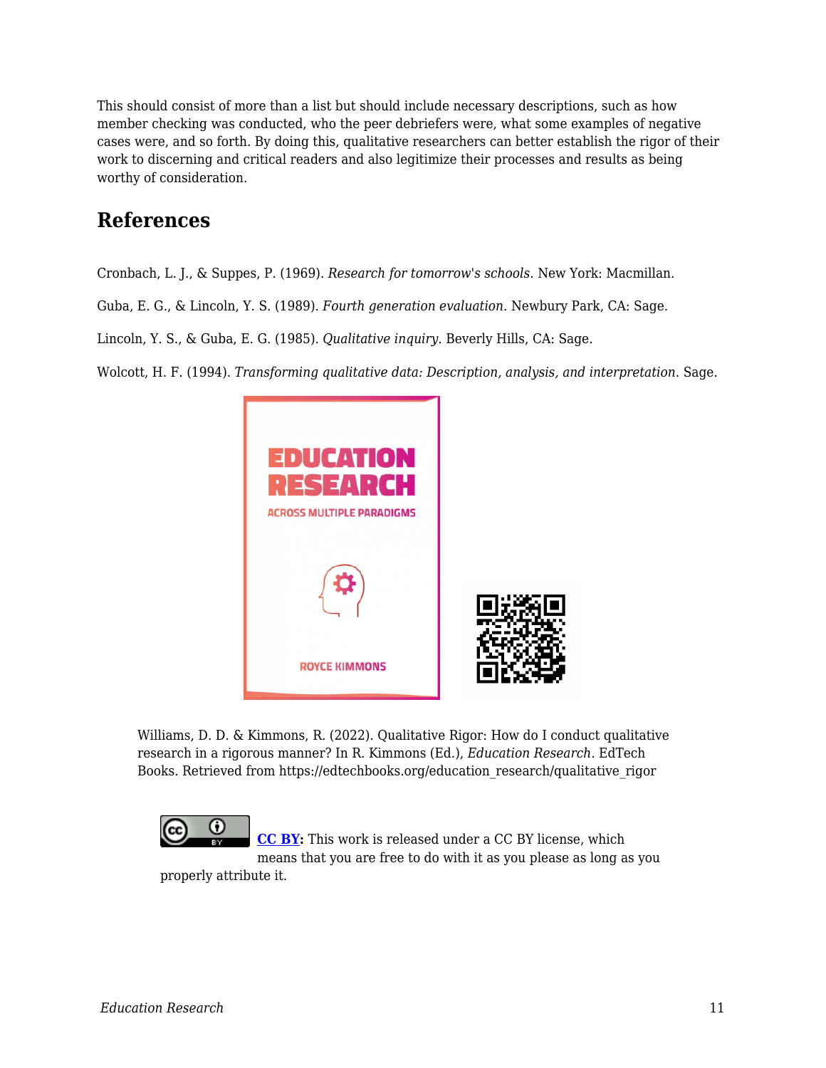This should consist of more than a list but should include necessary descriptions, such as how member checking was conducted, who the peer debriefers were, what some examples of negative cases were, and so forth. By doing this, qualitative researchers can better establish the rigor of their work to discerning and critical readers and also legitimize their processes and results as being worthy of consideration.

## References

Cronbach, L. J., & Suppes, P. (1969). *Research for tomorrow's schools*. New York: Macmillan.

Guba, E. G., & Lincoln, Y. S. (1989). *Fourth generation evaluation*. Newbury Park, CA: Sage.

Lincoln, Y. S., & Guba, E. G. (1985). *Qualitative inquiry*. Beverly Hills, CA: Sage.

Wolcott, H. F. (1994). *Transforming qualitative data: Description, analysis, and interpretation*. Sage.

Williams, D. D. & Kimmons, R. (2022). Qualitative Rigor: How do I conduct qualitative research in a rigorous manner? In R. Kimmons (Ed.), *Education Research*. EdTech Books. Retrieved from https://edtechbooks.org/education_research/qualitative_rigor

**CC BY:** This work is released under a CC BY license, which means that you are free to do with it as you please as long as you properly attribute it.